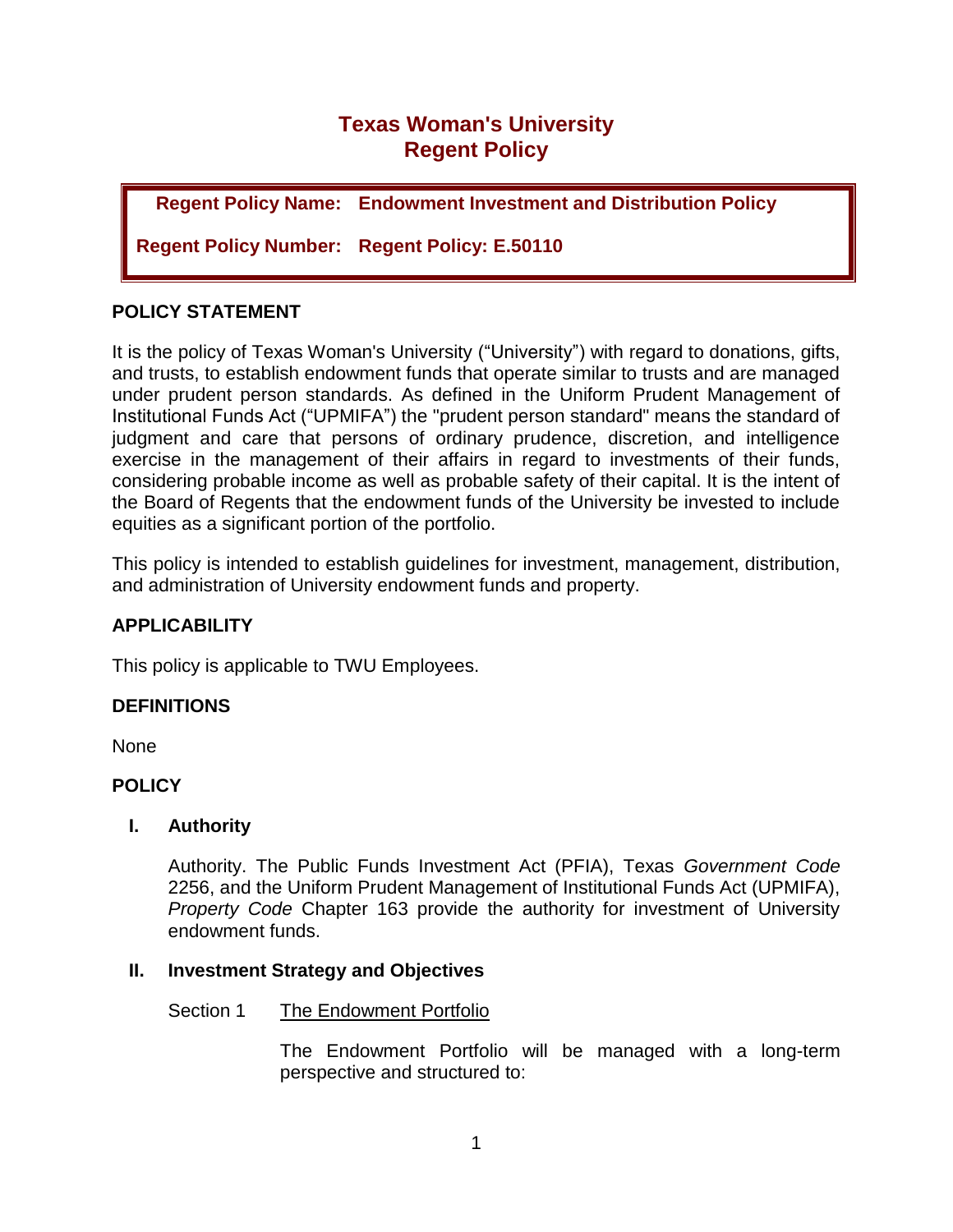# Texas Woman's University
# Regent Policy

**Regent Policy Name: Endowment Investment and Distribution Policy**

**Regent Policy Number: Regent Policy: E.50110**

## POLICY STATEMENT

It is the policy of Texas Woman's University ("University") with regard to donations, gifts, and trusts, to establish endowment funds that operate similar to trusts and are managed under prudent person standards. As defined in the Uniform Prudent Management of Institutional Funds Act ("UPMIFA") the "prudent person standard" means the standard of judgment and care that persons of ordinary prudence, discretion, and intelligence exercise in the management of their affairs in regard to investments of their funds, considering probable income as well as probable safety of their capital. It is the intent of the Board of Regents that the endowment funds of the University be invested to include equities as a significant portion of the portfolio.

This policy is intended to establish guidelines for investment, management, distribution, and administration of University endowment funds and property.

## APPLICABILITY

This policy is applicable to TWU Employees.

## DEFINITIONS

None

## POLICY

### I. Authority

Authority. The Public Funds Investment Act (PFIA), Texas *Government Code* 2256, and the Uniform Prudent Management of Institutional Funds Act (UPMIFA), *Property Code* Chapter 163 provide the authority for investment of University endowment funds.

### II. Investment Strategy and Objectives

Section 1 The Endowment Portfolio

The Endowment Portfolio will be managed with a long-term perspective and structured to: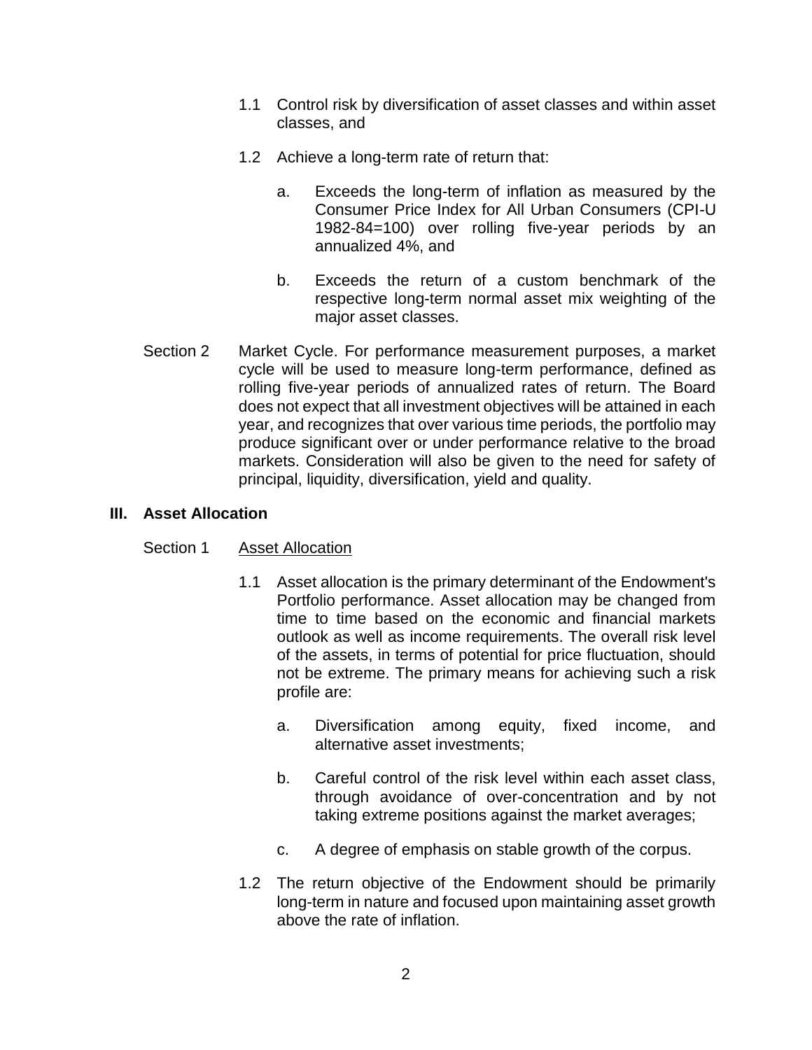1.1 Control risk by diversification of asset classes and within asset classes, and

1.2 Achieve a long-term rate of return that:

a. Exceeds the long-term of inflation as measured by the Consumer Price Index for All Urban Consumers (CPI-U 1982-84=100) over rolling five-year periods by an annualized 4%, and

b. Exceeds the return of a custom benchmark of the respective long-term normal asset mix weighting of the major asset classes.

Section 2 Market Cycle. For performance measurement purposes, a market cycle will be used to measure long-term performance, defined as rolling five-year periods of annualized rates of return. The Board does not expect that all investment objectives will be attained in each year, and recognizes that over various time periods, the portfolio may produce significant over or under performance relative to the broad markets. Consideration will also be given to the need for safety of principal, liquidity, diversification, yield and quality.

## III. Asset Allocation

Section 1 Asset Allocation

1.1 Asset allocation is the primary determinant of the Endowment's Portfolio performance. Asset allocation may be changed from time to time based on the economic and financial markets outlook as well as income requirements. The overall risk level of the assets, in terms of potential for price fluctuation, should not be extreme. The primary means for achieving such a risk profile are:

a. Diversification among equity, fixed income, and alternative asset investments;

b. Careful control of the risk level within each asset class, through avoidance of over-concentration and by not taking extreme positions against the market averages;

c. A degree of emphasis on stable growth of the corpus.

1.2 The return objective of the Endowment should be primarily long-term in nature and focused upon maintaining asset growth above the rate of inflation.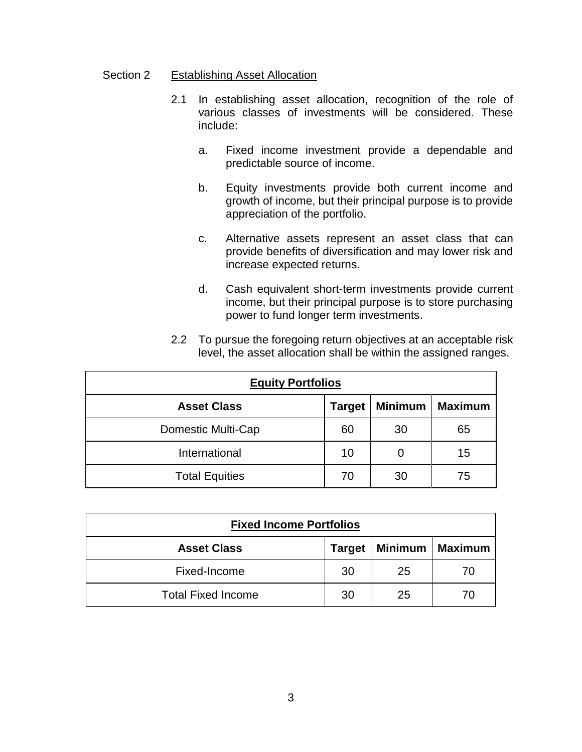Section 2 Establishing Asset Allocation

2.1 In establishing asset allocation, recognition of the role of various classes of investments will be considered. These include:

a. Fixed income investment provide a dependable and predictable source of income.

b. Equity investments provide both current income and growth of income, but their principal purpose is to provide appreciation of the portfolio.

c. Alternative assets represent an asset class that can provide benefits of diversification and may lower risk and increase expected returns.

d. Cash equivalent short-term investments provide current income, but their principal purpose is to store purchasing power to fund longer term investments.

2.2 To pursue the foregoing return objectives at an acceptable risk level, the asset allocation shall be within the assigned ranges.

| **Equity Portfolios** | | | |
|---|---|---|---|
| **Asset Class** | **Target** | **Minimum** | **Maximum** |
| Domestic Multi-Cap | 60 | 30 | 65 |
| International | 10 | 0 | 15 |
| Total Equities | 70 | 30 | 75 |

| **Fixed Income Portfolios** | | | |
|---|---|---|---|
| **Asset Class** | **Target** | **Minimum** | **Maximum** |
| Fixed-Income | 30 | 25 | 70 |
| Total Fixed Income | 30 | 25 | 70 |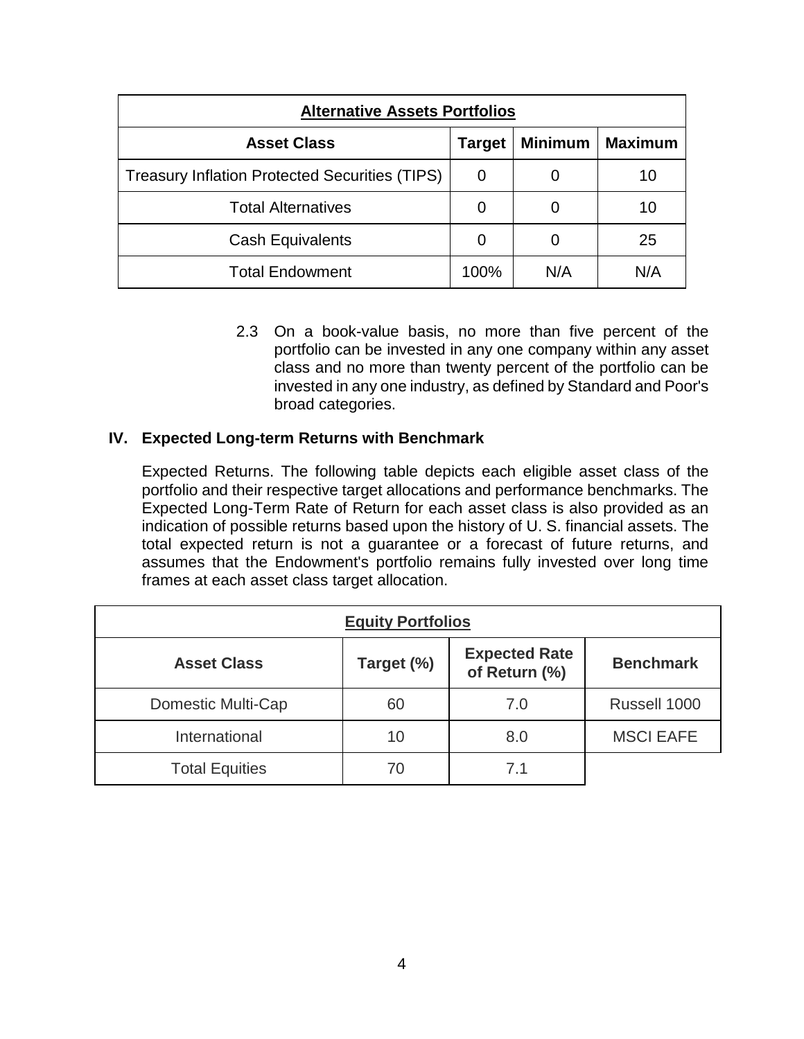| Alternative Assets Portfolios | | | |
| --- | --- | --- | --- |
| **Asset Class** | **Target** | **Minimum** | **Maximum** |
| Treasury Inflation Protected Securities (TIPS) | 0 | 0 | 10 |
| Total Alternatives | 0 | 0 | 10 |
| Cash Equivalents | 0 | 0 | 25 |
| Total Endowment | 100% | N/A | N/A |

2.3 On a book-value basis, no more than five percent of the portfolio can be invested in any one company within any asset class and no more than twenty percent of the portfolio can be invested in any one industry, as defined by Standard and Poor's broad categories.

## IV. Expected Long-term Returns with Benchmark

Expected Returns. The following table depicts each eligible asset class of the portfolio and their respective target allocations and performance benchmarks. The Expected Long-Term Rate of Return for each asset class is also provided as an indication of possible returns based upon the history of U. S. financial assets. The total expected return is not a guarantee or a forecast of future returns, and assumes that the Endowment's portfolio remains fully invested over long time frames at each asset class target allocation.

| Equity Portfolios | | | |
| --- | --- | --- | --- |
| **Asset Class** | **Target (%)** | **Expected Rate of Return (%)** | **Benchmark** |
| Domestic Multi-Cap | 60 | 7.0 | Russell 1000 |
| International | 10 | 8.0 | MSCI EAFE |
| Total Equities | 70 | 7.1 | |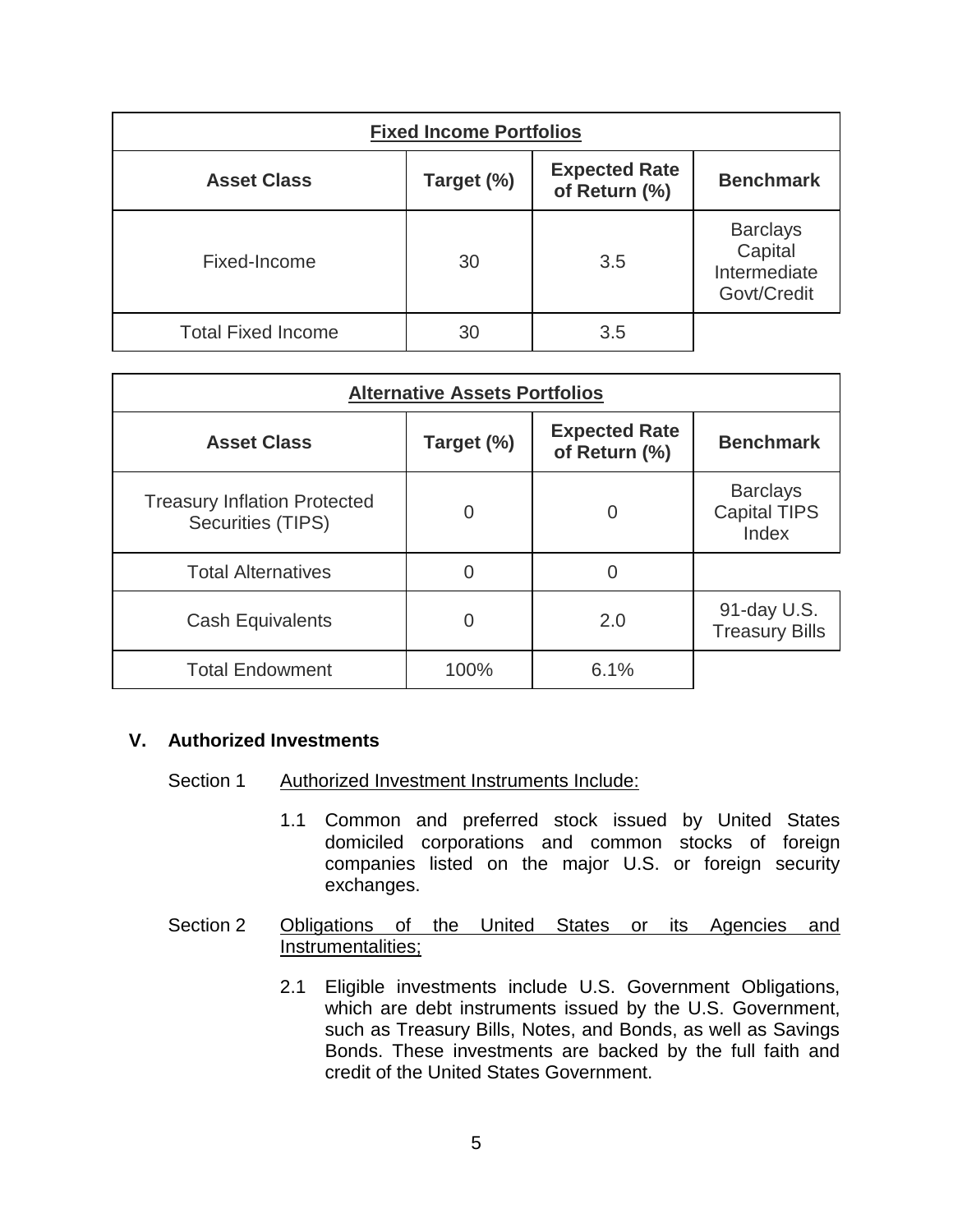| Fixed Income Portfolios | | | |
|---|---|---|---|
| **Asset Class** | **Target (%)** | **Expected Rate of Return (%)** | **Benchmark** |
| Fixed-Income | 30 | 3.5 | Barclays Capital Intermediate Govt/Credit |
| Total Fixed Income | 30 | 3.5 | |

| Alternative Assets Portfolios | | | |
|---|---|---|---|
| **Asset Class** | **Target (%)** | **Expected Rate of Return (%)** | **Benchmark** |
| Treasury Inflation Protected Securities (TIPS) | 0 | 0 | Barclays Capital TIPS Index |
| Total Alternatives | 0 | 0 | |
| Cash Equivalents | 0 | 2.0 | 91-day U.S. Treasury Bills |
| Total Endowment | 100% | 6.1% | |

## V. Authorized Investments

Section 1 Authorized Investment Instruments Include:

1.1 Common and preferred stock issued by United States domiciled corporations and common stocks of foreign companies listed on the major U.S. or foreign security exchanges.

Section 2 Obligations of the United States or its Agencies and Instrumentalities;

2.1 Eligible investments include U.S. Government Obligations, which are debt instruments issued by the U.S. Government, such as Treasury Bills, Notes, and Bonds, as well as Savings Bonds. These investments are backed by the full faith and credit of the United States Government.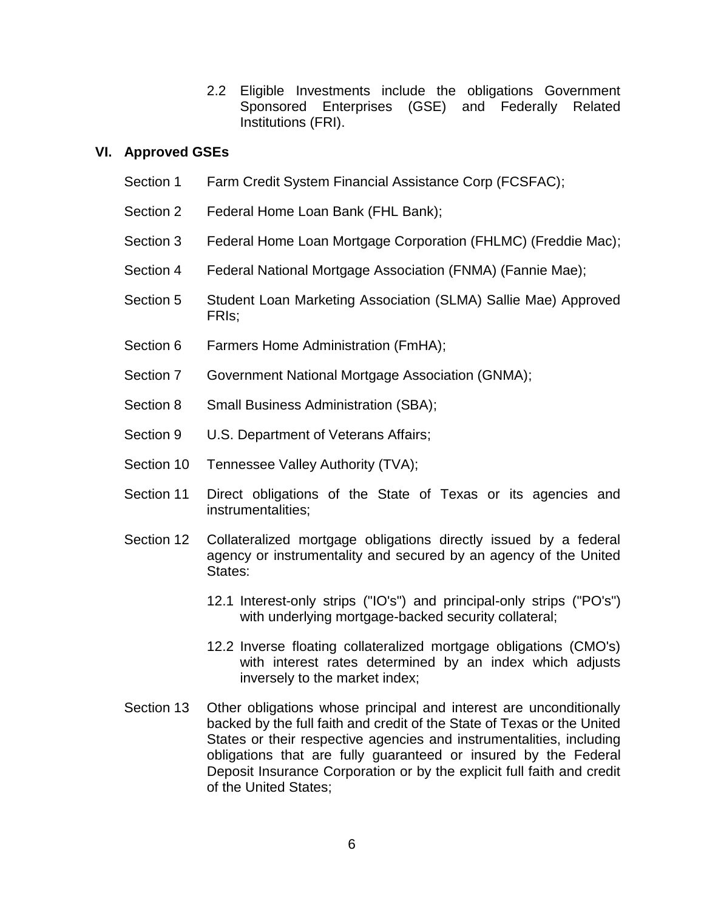2.2 Eligible Investments include the obligations Government Sponsored Enterprises (GSE) and Federally Related Institutions (FRI).

## VI. Approved GSEs

Section 1 Farm Credit System Financial Assistance Corp (FCSFAC);

Section 2 Federal Home Loan Bank (FHL Bank);

Section 3 Federal Home Loan Mortgage Corporation (FHLMC) (Freddie Mac);

Section 4 Federal National Mortgage Association (FNMA) (Fannie Mae);

Section 5 Student Loan Marketing Association (SLMA) Sallie Mae) Approved FRIs;

Section 6 Farmers Home Administration (FmHA);

Section 7 Government National Mortgage Association (GNMA);

Section 8 Small Business Administration (SBA);

Section 9 U.S. Department of Veterans Affairs;

Section 10 Tennessee Valley Authority (TVA);

Section 11 Direct obligations of the State of Texas or its agencies and instrumentalities;

Section 12 Collateralized mortgage obligations directly issued by a federal agency or instrumentality and secured by an agency of the United States:

12.1 Interest-only strips ("IO's") and principal-only strips ("PO's") with underlying mortgage-backed security collateral;

12.2 Inverse floating collateralized mortgage obligations (CMO's) with interest rates determined by an index which adjusts inversely to the market index;

Section 13 Other obligations whose principal and interest are unconditionally backed by the full faith and credit of the State of Texas or the United States or their respective agencies and instrumentalities, including obligations that are fully guaranteed or insured by the Federal Deposit Insurance Corporation or by the explicit full faith and credit of the United States;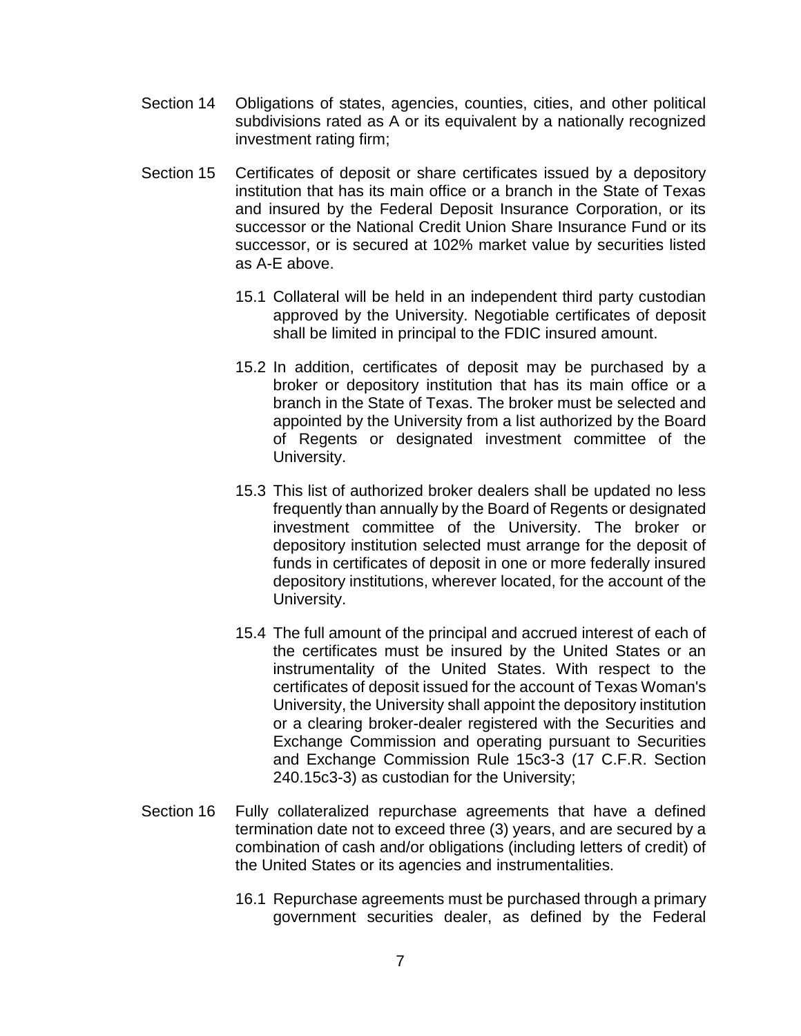Section 14 Obligations of states, agencies, counties, cities, and other political subdivisions rated as A or its equivalent by a nationally recognized investment rating firm;

Section 15 Certificates of deposit or share certificates issued by a depository institution that has its main office or a branch in the State of Texas and insured by the Federal Deposit Insurance Corporation, or its successor or the National Credit Union Share Insurance Fund or its successor, or is secured at 102% market value by securities listed as A-E above.

15.1 Collateral will be held in an independent third party custodian approved by the University. Negotiable certificates of deposit shall be limited in principal to the FDIC insured amount.

15.2 In addition, certificates of deposit may be purchased by a broker or depository institution that has its main office or a branch in the State of Texas. The broker must be selected and appointed by the University from a list authorized by the Board of Regents or designated investment committee of the University.

15.3 This list of authorized broker dealers shall be updated no less frequently than annually by the Board of Regents or designated investment committee of the University. The broker or depository institution selected must arrange for the deposit of funds in certificates of deposit in one or more federally insured depository institutions, wherever located, for the account of the University.

15.4 The full amount of the principal and accrued interest of each of the certificates must be insured by the United States or an instrumentality of the United States. With respect to the certificates of deposit issued for the account of Texas Woman's University, the University shall appoint the depository institution or a clearing broker-dealer registered with the Securities and Exchange Commission and operating pursuant to Securities and Exchange Commission Rule 15c3-3 (17 C.F.R. Section 240.15c3-3) as custodian for the University;

Section 16 Fully collateralized repurchase agreements that have a defined termination date not to exceed three (3) years, and are secured by a combination of cash and/or obligations (including letters of credit) of the United States or its agencies and instrumentalities.

16.1 Repurchase agreements must be purchased through a primary government securities dealer, as defined by the Federal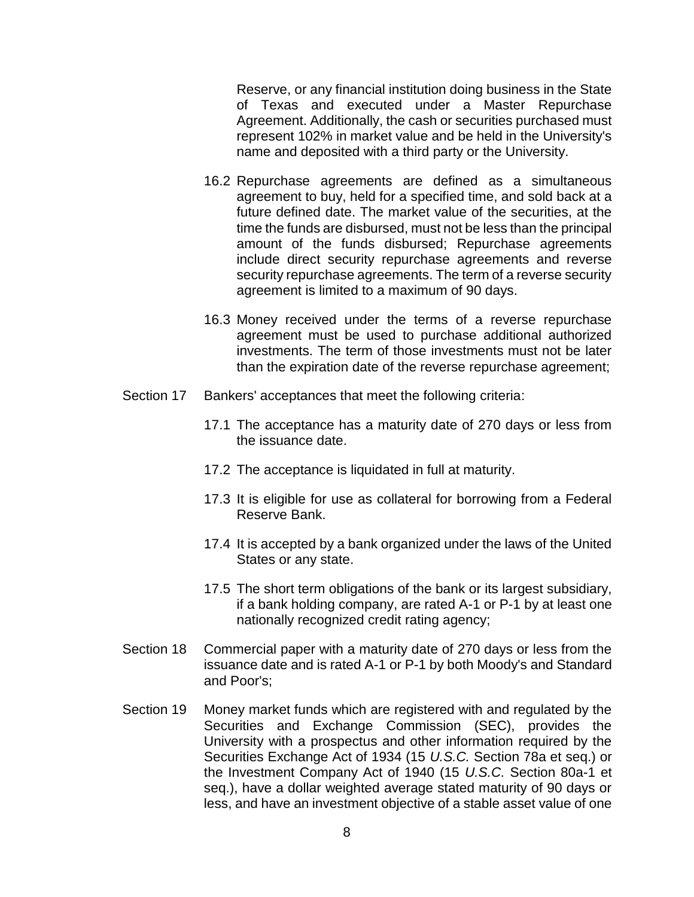Reserve, or any financial institution doing business in the State of Texas and executed under a Master Repurchase Agreement. Additionally, the cash or securities purchased must represent 102% in market value and be held in the University's name and deposited with a third party or the University.

16.2 Repurchase agreements are defined as a simultaneous agreement to buy, held for a specified time, and sold back at a future defined date. The market value of the securities, at the time the funds are disbursed, must not be less than the principal amount of the funds disbursed; Repurchase agreements include direct security repurchase agreements and reverse security repurchase agreements. The term of a reverse security agreement is limited to a maximum of 90 days.

16.3 Money received under the terms of a reverse repurchase agreement must be used to purchase additional authorized investments. The term of those investments must not be later than the expiration date of the reverse repurchase agreement;

Section 17 Bankers' acceptances that meet the following criteria:

17.1 The acceptance has a maturity date of 270 days or less from the issuance date.

17.2 The acceptance is liquidated in full at maturity.

17.3 It is eligible for use as collateral for borrowing from a Federal Reserve Bank.

17.4 It is accepted by a bank organized under the laws of the United States or any state.

17.5 The short term obligations of the bank or its largest subsidiary, if a bank holding company, are rated A-1 or P-1 by at least one nationally recognized credit rating agency;

Section 18 Commercial paper with a maturity date of 270 days or less from the issuance date and is rated A-1 or P-1 by both Moody's and Standard and Poor's;

Section 19 Money market funds which are registered with and regulated by the Securities and Exchange Commission (SEC), provides the University with a prospectus and other information required by the Securities Exchange Act of 1934 (15 *U.S.C.* Section 78a et seq.) or the Investment Company Act of 1940 (15 *U.S.C.* Section 80a-1 et seq.), have a dollar weighted average stated maturity of 90 days or less, and have an investment objective of a stable asset value of one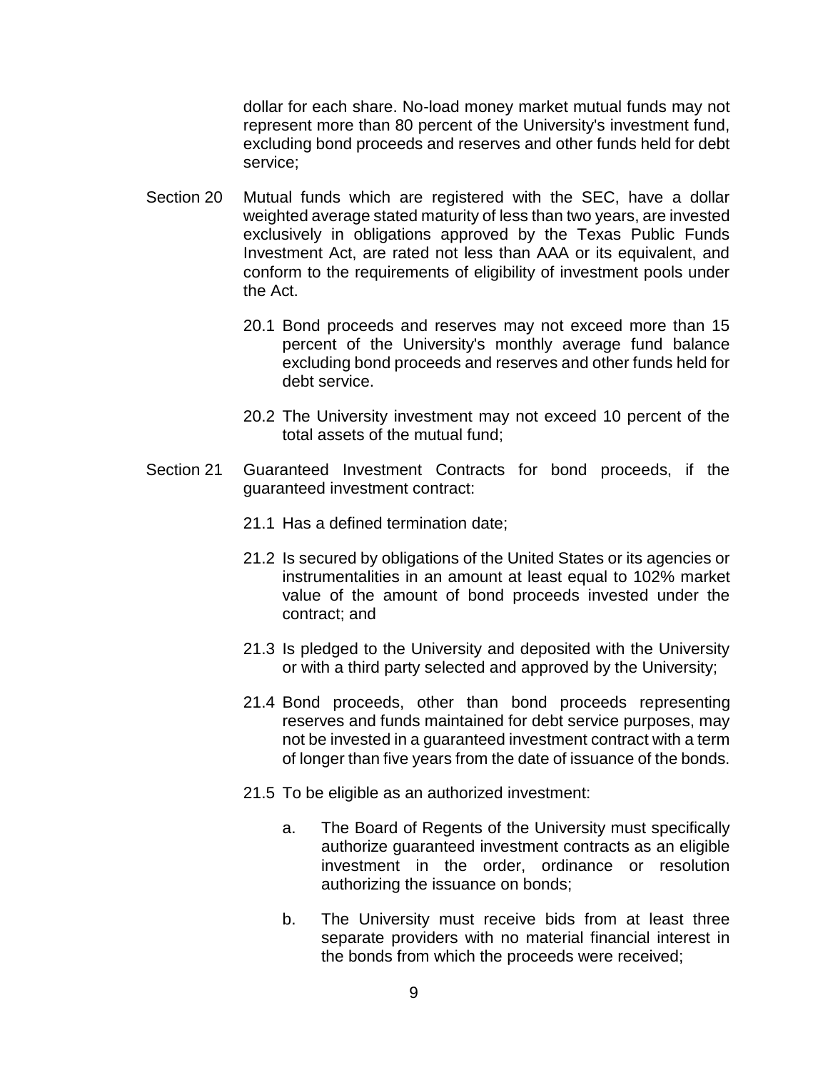dollar for each share. No-load money market mutual funds may not represent more than 80 percent of the University's investment fund, excluding bond proceeds and reserves and other funds held for debt service;

Section 20 Mutual funds which are registered with the SEC, have a dollar weighted average stated maturity of less than two years, are invested exclusively in obligations approved by the Texas Public Funds Investment Act, are rated not less than AAA or its equivalent, and conform to the requirements of eligibility of investment pools under the Act.

20.1 Bond proceeds and reserves may not exceed more than 15 percent of the University's monthly average fund balance excluding bond proceeds and reserves and other funds held for debt service.

20.2 The University investment may not exceed 10 percent of the total assets of the mutual fund;

Section 21 Guaranteed Investment Contracts for bond proceeds, if the guaranteed investment contract:

21.1 Has a defined termination date;

21.2 Is secured by obligations of the United States or its agencies or instrumentalities in an amount at least equal to 102% market value of the amount of bond proceeds invested under the contract; and

21.3 Is pledged to the University and deposited with the University or with a third party selected and approved by the University;

21.4 Bond proceeds, other than bond proceeds representing reserves and funds maintained for debt service purposes, may not be invested in a guaranteed investment contract with a term of longer than five years from the date of issuance of the bonds.

21.5 To be eligible as an authorized investment:

a. The Board of Regents of the University must specifically authorize guaranteed investment contracts as an eligible investment in the order, ordinance or resolution authorizing the issuance on bonds;

b. The University must receive bids from at least three separate providers with no material financial interest in the bonds from which the proceeds were received;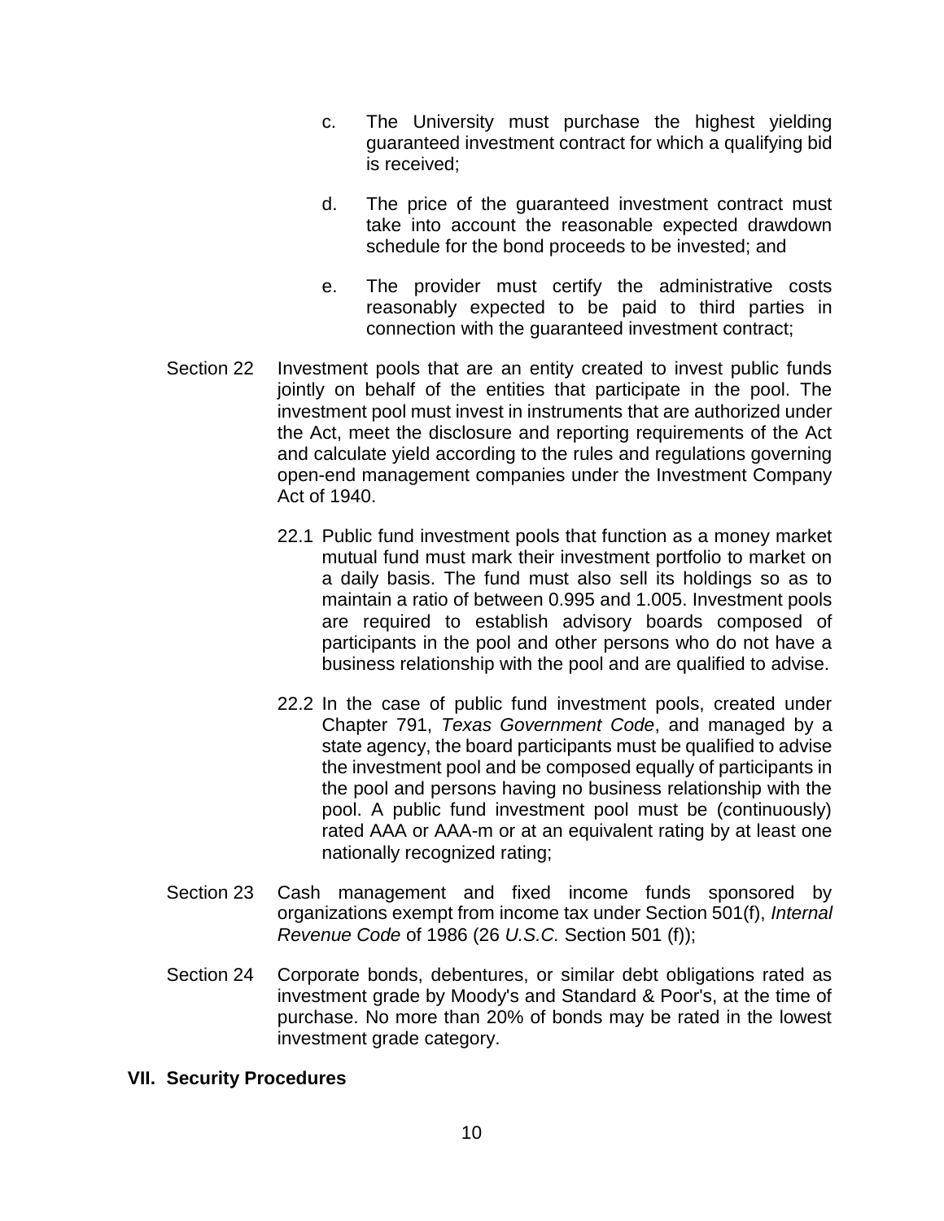c. The University must purchase the highest yielding guaranteed investment contract for which a qualifying bid is received;

d. The price of the guaranteed investment contract must take into account the reasonable expected drawdown schedule for the bond proceeds to be invested; and

e. The provider must certify the administrative costs reasonably expected to be paid to third parties in connection with the guaranteed investment contract;

Section 22 Investment pools that are an entity created to invest public funds jointly on behalf of the entities that participate in the pool. The investment pool must invest in instruments that are authorized under the Act, meet the disclosure and reporting requirements of the Act and calculate yield according to the rules and regulations governing open-end management companies under the Investment Company Act of 1940.

22.1 Public fund investment pools that function as a money market mutual fund must mark their investment portfolio to market on a daily basis. The fund must also sell its holdings so as to maintain a ratio of between 0.995 and 1.005. Investment pools are required to establish advisory boards composed of participants in the pool and other persons who do not have a business relationship with the pool and are qualified to advise.

22.2 In the case of public fund investment pools, created under Chapter 791, *Texas Government Code*, and managed by a state agency, the board participants must be qualified to advise the investment pool and be composed equally of participants in the pool and persons having no business relationship with the pool. A public fund investment pool must be (continuously) rated AAA or AAA-m or at an equivalent rating by at least one nationally recognized rating;

Section 23 Cash management and fixed income funds sponsored by organizations exempt from income tax under Section 501(f), *Internal Revenue Code* of 1986 (26 *U.S.C.* Section 501 (f));

Section 24 Corporate bonds, debentures, or similar debt obligations rated as investment grade by Moody's and Standard & Poor's, at the time of purchase. No more than 20% of bonds may be rated in the lowest investment grade category.

## VII. Security Procedures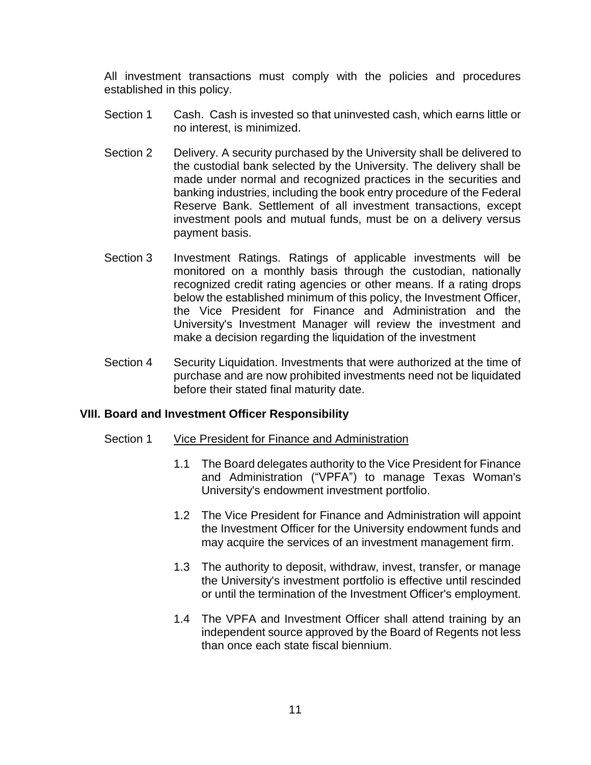All investment transactions must comply with the policies and procedures established in this policy.

Section 1 Cash. Cash is invested so that uninvested cash, which earns little or no interest, is minimized.

Section 2 Delivery. A security purchased by the University shall be delivered to the custodial bank selected by the University. The delivery shall be made under normal and recognized practices in the securities and banking industries, including the book entry procedure of the Federal Reserve Bank. Settlement of all investment transactions, except investment pools and mutual funds, must be on a delivery versus payment basis.

Section 3 Investment Ratings. Ratings of applicable investments will be monitored on a monthly basis through the custodian, nationally recognized credit rating agencies or other means. If a rating drops below the established minimum of this policy, the Investment Officer, the Vice President for Finance and Administration and the University's Investment Manager will review the investment and make a decision regarding the liquidation of the investment

Section 4 Security Liquidation. Investments that were authorized at the time of purchase and are now prohibited investments need not be liquidated before their stated final maturity date.

## VIII. Board and Investment Officer Responsibility

Section 1 Vice President for Finance and Administration

1.1 The Board delegates authority to the Vice President for Finance and Administration ("VPFA") to manage Texas Woman's University's endowment investment portfolio.

1.2 The Vice President for Finance and Administration will appoint the Investment Officer for the University endowment funds and may acquire the services of an investment management firm.

1.3 The authority to deposit, withdraw, invest, transfer, or manage the University's investment portfolio is effective until rescinded or until the termination of the Investment Officer's employment.

1.4 The VPFA and Investment Officer shall attend training by an independent source approved by the Board of Regents not less than once each state fiscal biennium.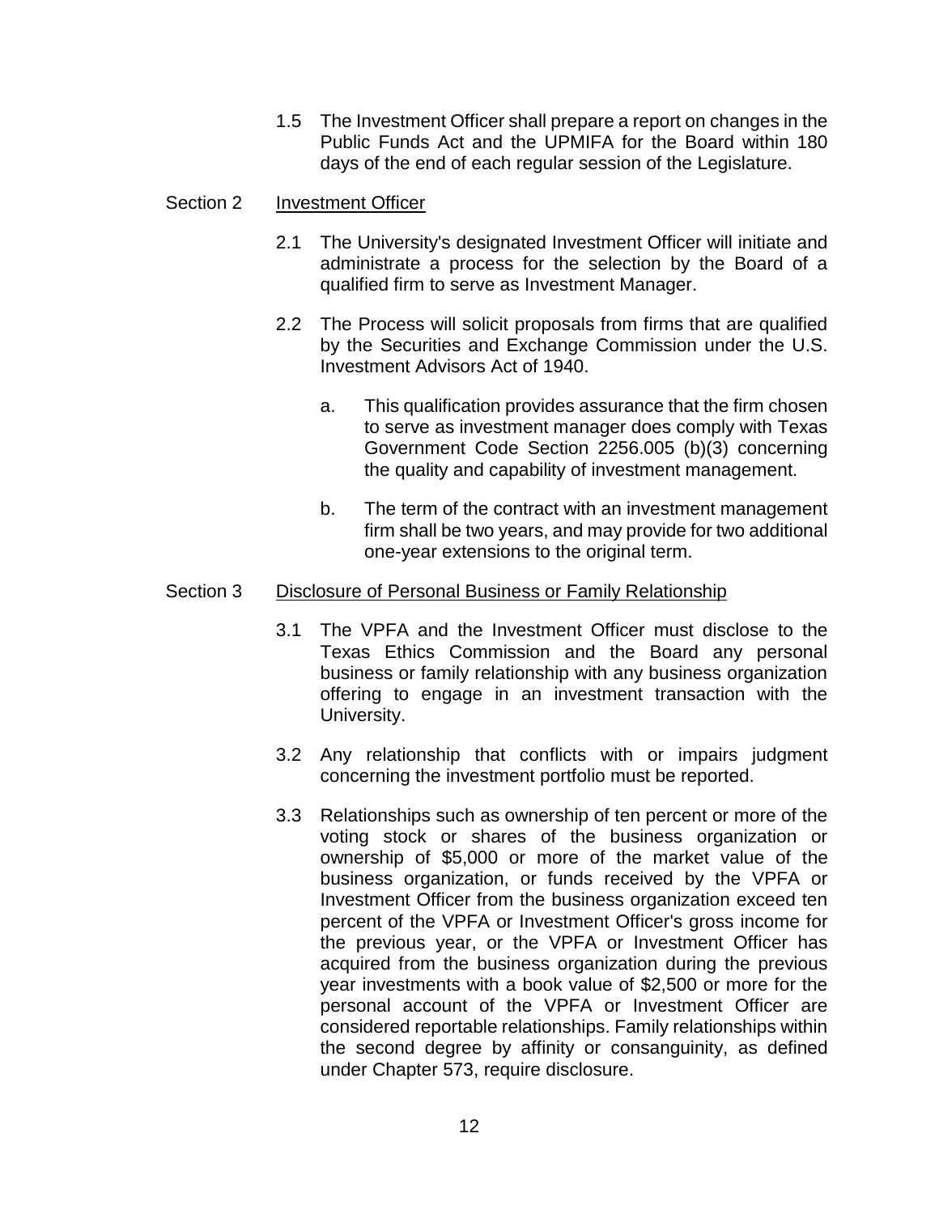1.5 The Investment Officer shall prepare a report on changes in the Public Funds Act and the UPMIFA for the Board within 180 days of the end of each regular session of the Legislature.

## Section 2 Investment Officer

2.1 The University's designated Investment Officer will initiate and administrate a process for the selection by the Board of a qualified firm to serve as Investment Manager.

2.2 The Process will solicit proposals from firms that are qualified by the Securities and Exchange Commission under the U.S. Investment Advisors Act of 1940.

a. This qualification provides assurance that the firm chosen to serve as investment manager does comply with Texas Government Code Section 2256.005 (b)(3) concerning the quality and capability of investment management.

b. The term of the contract with an investment management firm shall be two years, and may provide for two additional one-year extensions to the original term.

## Section 3 Disclosure of Personal Business or Family Relationship

3.1 The VPFA and the Investment Officer must disclose to the Texas Ethics Commission and the Board any personal business or family relationship with any business organization offering to engage in an investment transaction with the University.

3.2 Any relationship that conflicts with or impairs judgment concerning the investment portfolio must be reported.

3.3 Relationships such as ownership of ten percent or more of the voting stock or shares of the business organization or ownership of $5,000 or more of the market value of the business organization, or funds received by the VPFA or Investment Officer from the business organization exceed ten percent of the VPFA or Investment Officer's gross income for the previous year, or the VPFA or Investment Officer has acquired from the business organization during the previous year investments with a book value of $2,500 or more for the personal account of the VPFA or Investment Officer are considered reportable relationships. Family relationships within the second degree by affinity or consanguinity, as defined under Chapter 573, require disclosure.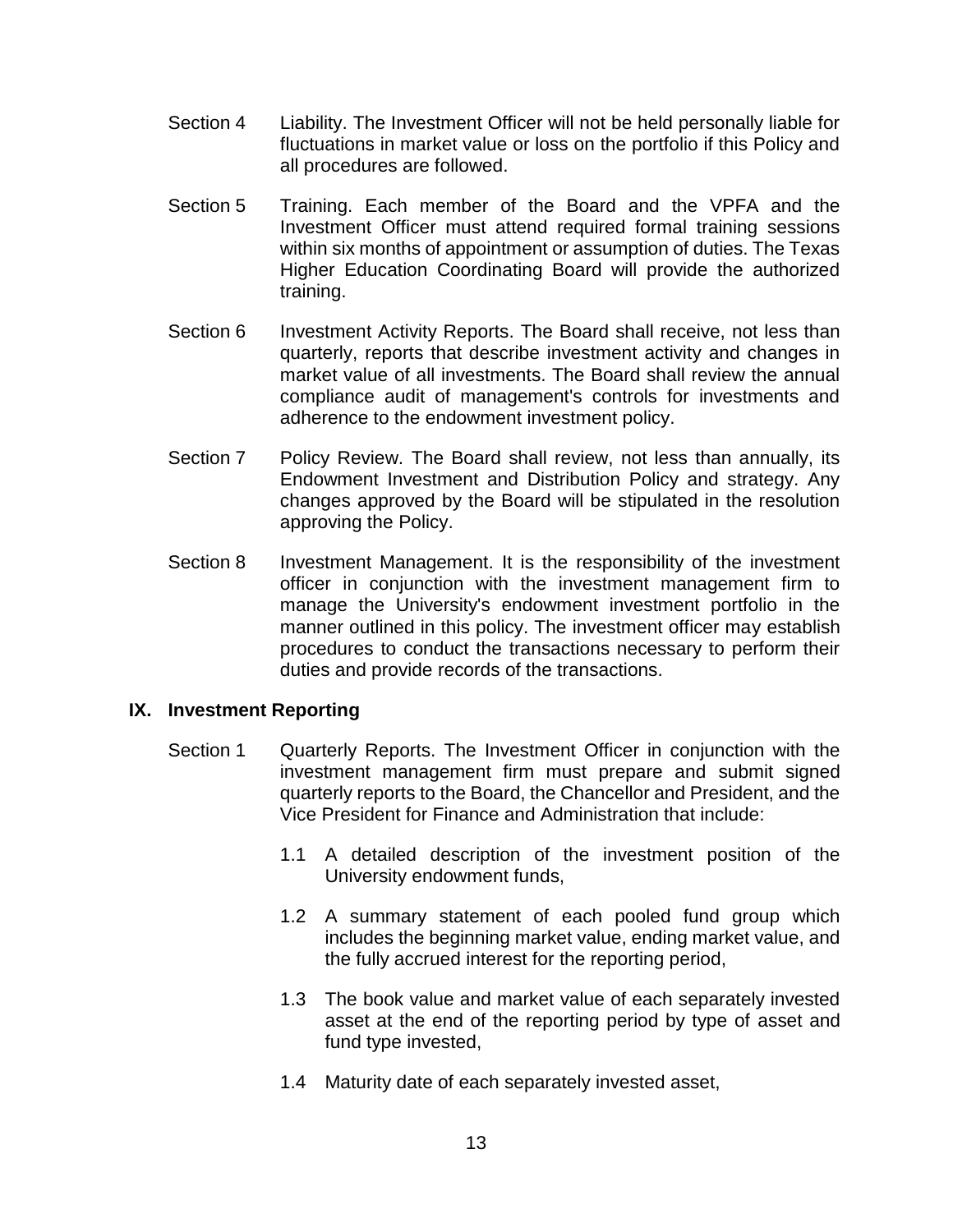Section 4 Liability. The Investment Officer will not be held personally liable for fluctuations in market value or loss on the portfolio if this Policy and all procedures are followed.

Section 5 Training. Each member of the Board and the VPFA and the Investment Officer must attend required formal training sessions within six months of appointment or assumption of duties. The Texas Higher Education Coordinating Board will provide the authorized training.

Section 6 Investment Activity Reports. The Board shall receive, not less than quarterly, reports that describe investment activity and changes in market value of all investments. The Board shall review the annual compliance audit of management's controls for investments and adherence to the endowment investment policy.

Section 7 Policy Review. The Board shall review, not less than annually, its Endowment Investment and Distribution Policy and strategy. Any changes approved by the Board will be stipulated in the resolution approving the Policy.

Section 8 Investment Management. It is the responsibility of the investment officer in conjunction with the investment management firm to manage the University's endowment investment portfolio in the manner outlined in this policy. The investment officer may establish procedures to conduct the transactions necessary to perform their duties and provide records of the transactions.

## IX. Investment Reporting

Section 1 Quarterly Reports. The Investment Officer in conjunction with the investment management firm must prepare and submit signed quarterly reports to the Board, the Chancellor and President, and the Vice President for Finance and Administration that include:

1.1 A detailed description of the investment position of the University endowment funds,

1.2 A summary statement of each pooled fund group which includes the beginning market value, ending market value, and the fully accrued interest for the reporting period,

1.3 The book value and market value of each separately invested asset at the end of the reporting period by type of asset and fund type invested,

1.4 Maturity date of each separately invested asset,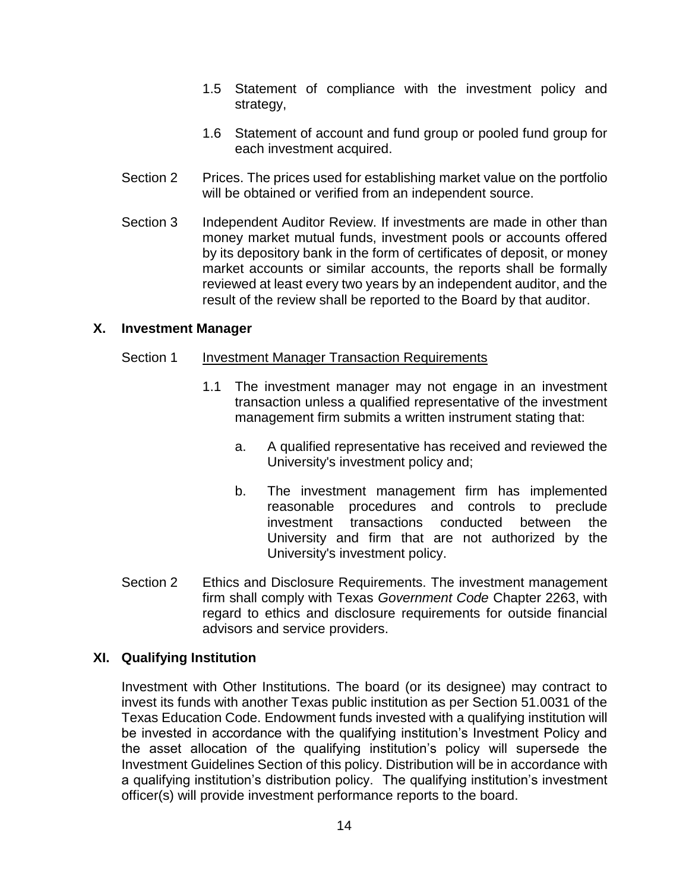1.5 Statement of compliance with the investment policy and strategy,

1.6 Statement of account and fund group or pooled fund group for each investment acquired.

Section 2 Prices. The prices used for establishing market value on the portfolio will be obtained or verified from an independent source.

Section 3 Independent Auditor Review. If investments are made in other than money market mutual funds, investment pools or accounts offered by its depository bank in the form of certificates of deposit, or money market accounts or similar accounts, the reports shall be formally reviewed at least every two years by an independent auditor, and the result of the review shall be reported to the Board by that auditor.

## X. Investment Manager

Section 1 <u>Investment Manager Transaction Requirements</u>

1.1 The investment manager may not engage in an investment transaction unless a qualified representative of the investment management firm submits a written instrument stating that:

a. A qualified representative has received and reviewed the University's investment policy and;

b. The investment management firm has implemented reasonable procedures and controls to preclude investment transactions conducted between the University and firm that are not authorized by the University's investment policy.

Section 2 Ethics and Disclosure Requirements. The investment management firm shall comply with Texas *Government Code* Chapter 2263, with regard to ethics and disclosure requirements for outside financial advisors and service providers.

## XI. Qualifying Institution

Investment with Other Institutions. The board (or its designee) may contract to invest its funds with another Texas public institution as per Section 51.0031 of the Texas Education Code. Endowment funds invested with a qualifying institution will be invested in accordance with the qualifying institution's Investment Policy and the asset allocation of the qualifying institution's policy will supersede the Investment Guidelines Section of this policy. Distribution will be in accordance with a qualifying institution's distribution policy. The qualifying institution's investment officer(s) will provide investment performance reports to the board.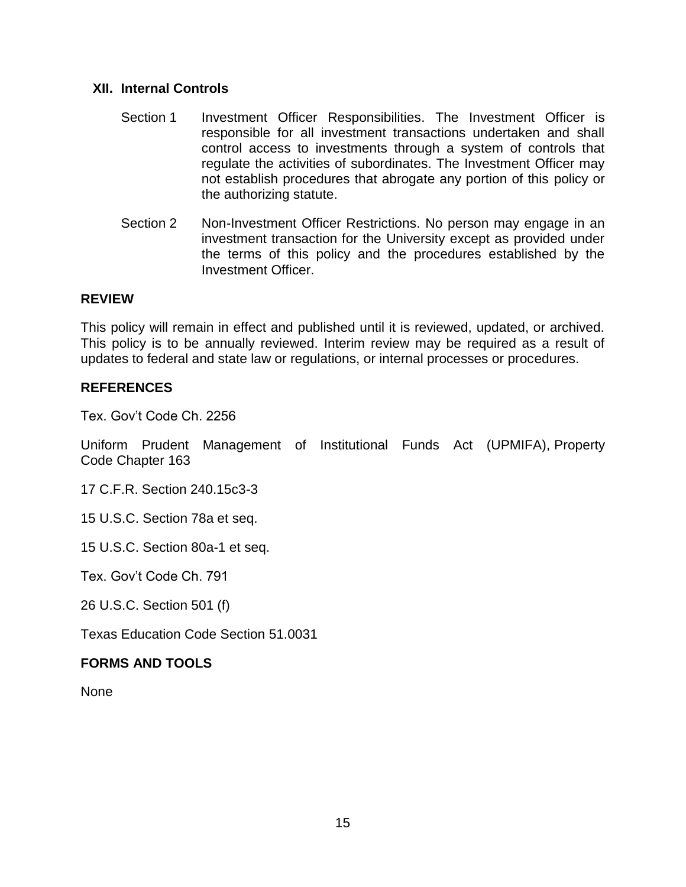### XII. Internal Controls

Section 1 Investment Officer Responsibilities. The Investment Officer is responsible for all investment transactions undertaken and shall control access to investments through a system of controls that regulate the activities of subordinates. The Investment Officer may not establish procedures that abrogate any portion of this policy or the authorizing statute.

Section 2 Non-Investment Officer Restrictions. No person may engage in an investment transaction for the University except as provided under the terms of this policy and the procedures established by the Investment Officer.

## REVIEW

This policy will remain in effect and published until it is reviewed, updated, or archived. This policy is to be annually reviewed. Interim review may be required as a result of updates to federal and state law or regulations, or internal processes or procedures.

## REFERENCES

Tex. Gov't Code Ch. 2256

Uniform Prudent Management of Institutional Funds Act (UPMIFA), Property Code Chapter 163

17 C.F.R. Section 240.15c3-3

15 U.S.C. Section 78a et seq.

15 U.S.C. Section 80a-1 et seq.

Tex. Gov't Code Ch. 791

26 U.S.C. Section 501 (f)

Texas Education Code Section 51.0031

## FORMS AND TOOLS

None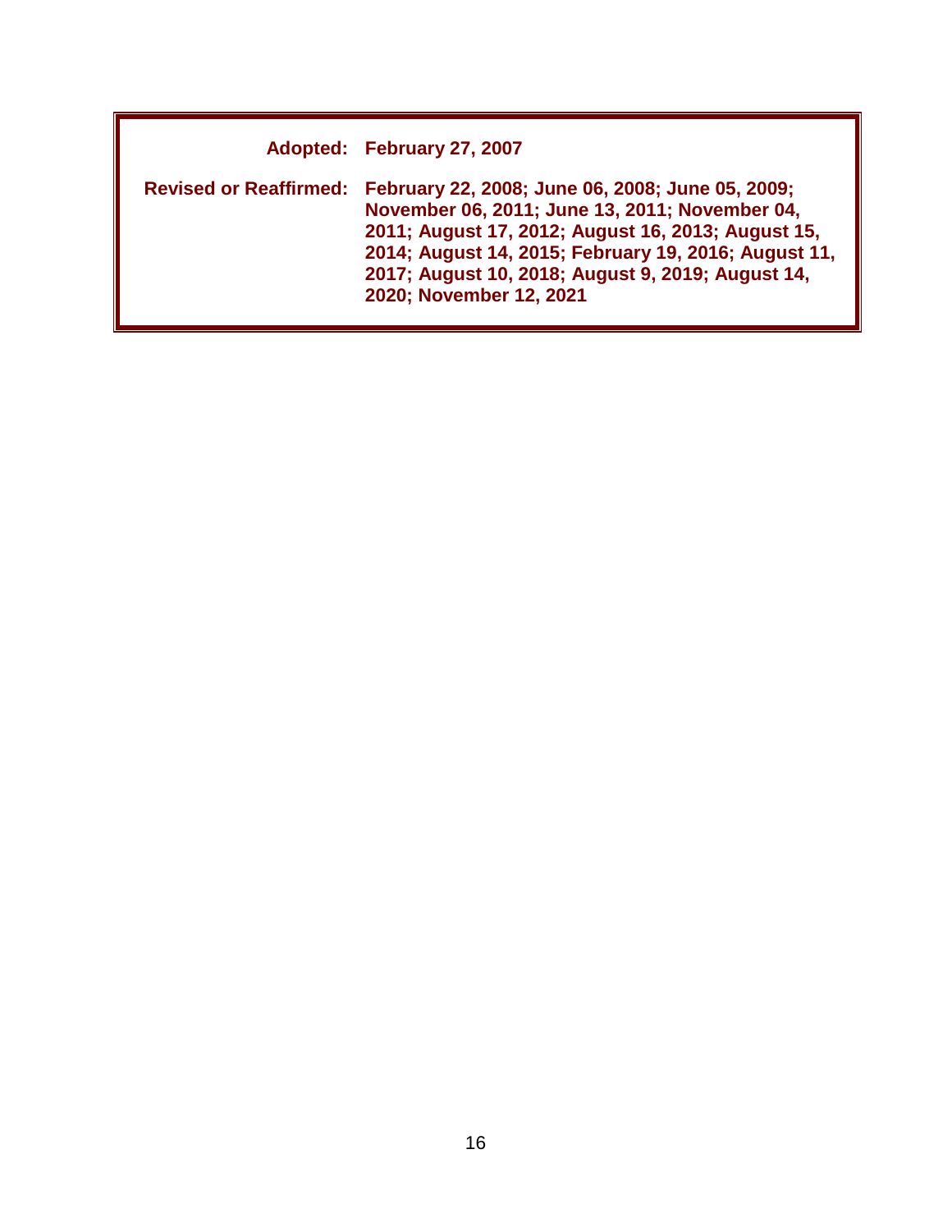**Adopted:** **February 27, 2007**

**Revised or Reaffirmed:** **February 22, 2008; June 06, 2008; June 05, 2009; November 06, 2011; June 13, 2011; November 04, 2011; August 17, 2012; August 16, 2013; August 15, 2014; August 14, 2015; February 19, 2016; August 11, 2017; August 10, 2018; August 9, 2019; August 14, 2020; November 12, 2021**